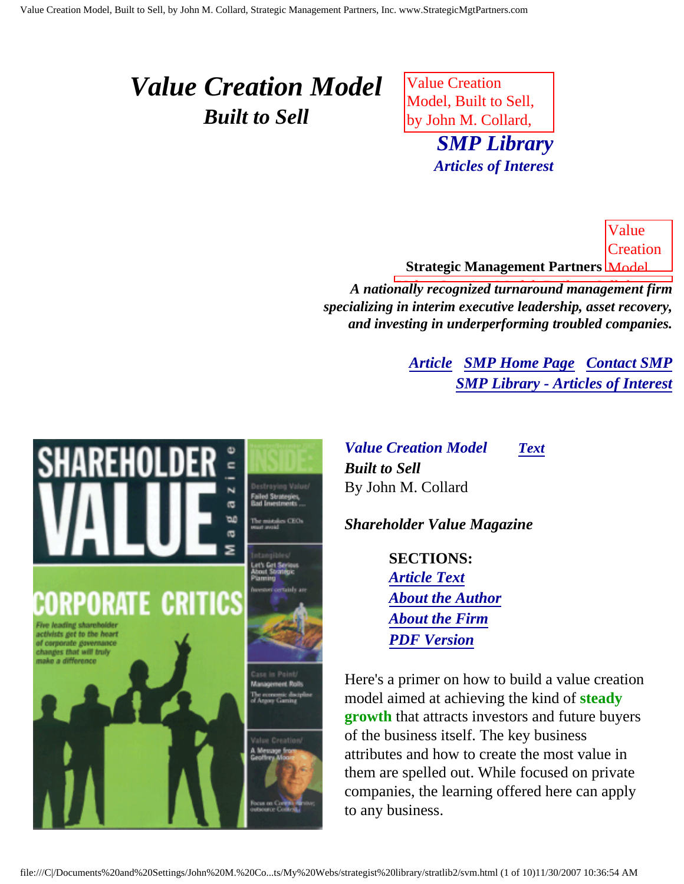# *Value Creation Model*

## *Built to Sell*

Value Creation Model, Built to Sell, by John M. Collard,

***SMP Library***

***Articles of Interest***

**Strategic Management Partners**

***A nationally recognized turnaround management firm specializing in interim executive leadership, asset recovery, and investing in underperforming troubled companies.***

***Article*** ***SMP Home Page*** ***Contact SMP***

***SMP Library - Articles of Interest***

***Value Creation Model*** ***Text***

***Built to Sell***

By John M. Collard

***Shareholder Value Magazine***

**SECTIONS:**

- ***Article Text***
- ***About the Author***
- ***About the Firm***
- ***PDF Version***

Here's a primer on how to build a value creation model aimed at achieving the kind of **steady growth** that attracts investors and future buyers of the business itself. The key business attributes and how to create the most value in them are spelled out. While focused on private companies, the learning offered here can apply to any business.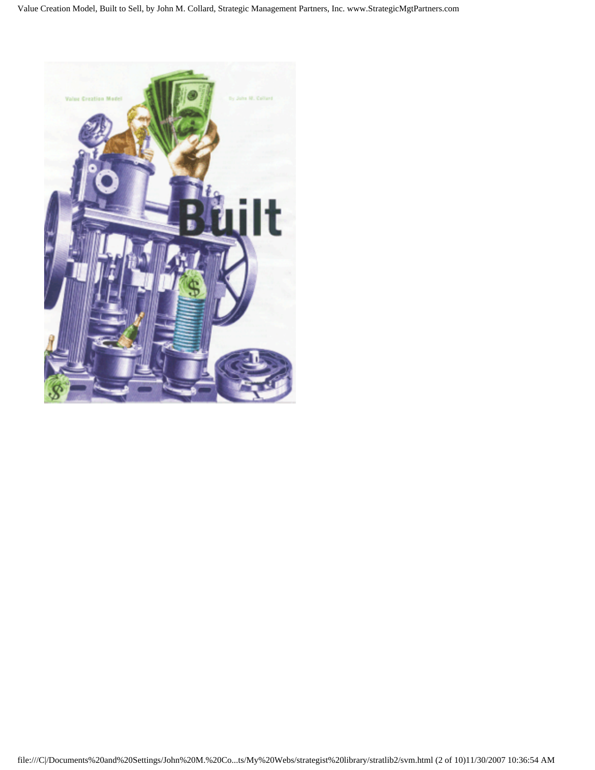Value Creation Model

By John M. Collard

# Built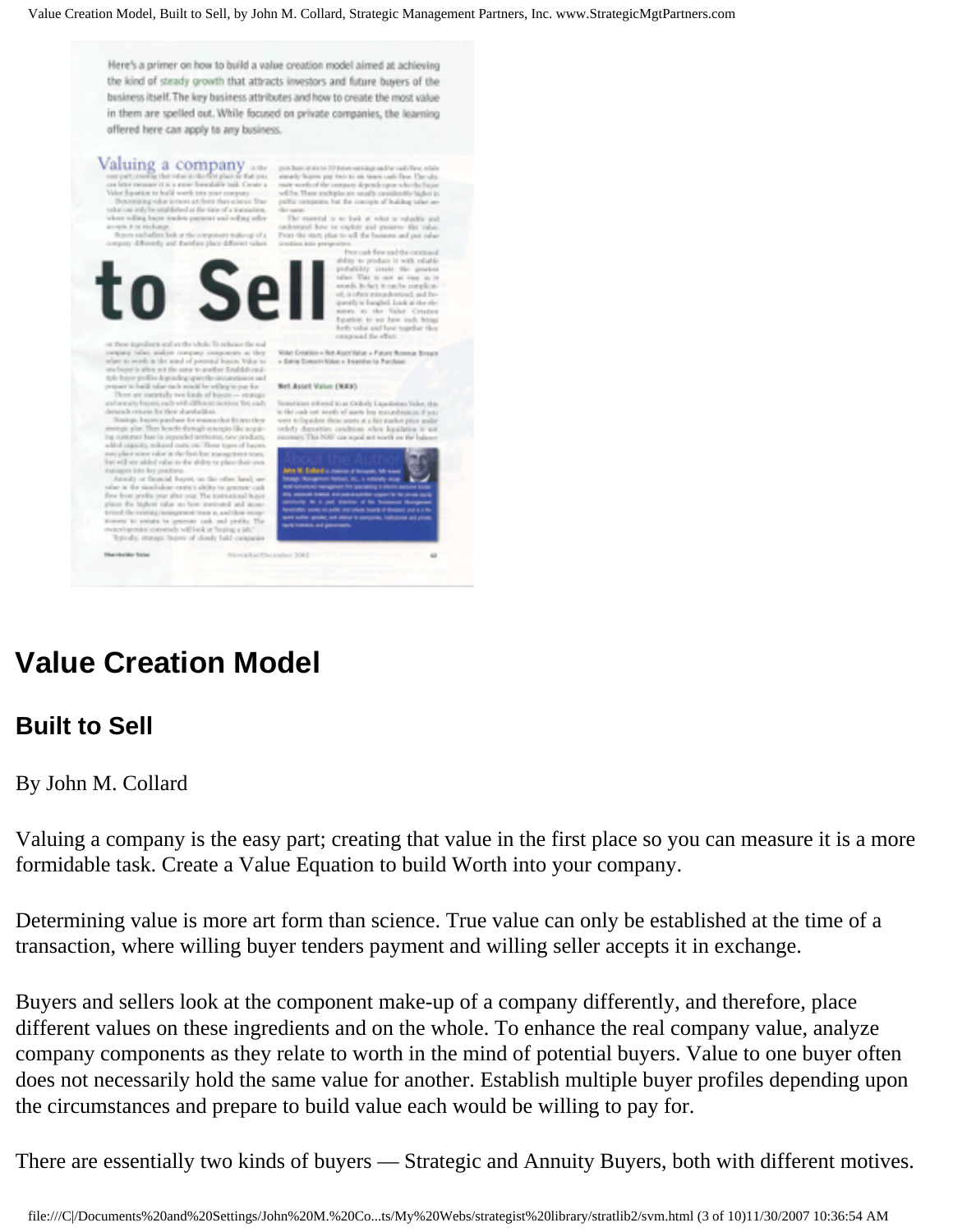# Value Creation Model

## Built to Sell

By John M. Collard

Valuing a company is the easy part; creating that value in the first place so you can measure it is a more formidable task. Create a Value Equation to build Worth into your company.

Determining value is more art form than science. True value can only be established at the time of a transaction, where willing buyer tenders payment and willing seller accepts it in exchange.

Buyers and sellers look at the component make-up of a company differently, and therefore, place different values on these ingredients and on the whole. To enhance the real company value, analyze company components as they relate to worth in the mind of potential buyers. Value to one buyer often does not necessarily hold the same value for another. Establish multiple buyer profiles depending upon the circumstances and prepare to build value each would be willing to pay for.

There are essentially two kinds of buyers — Strategic and Annuity Buyers, both with different motives.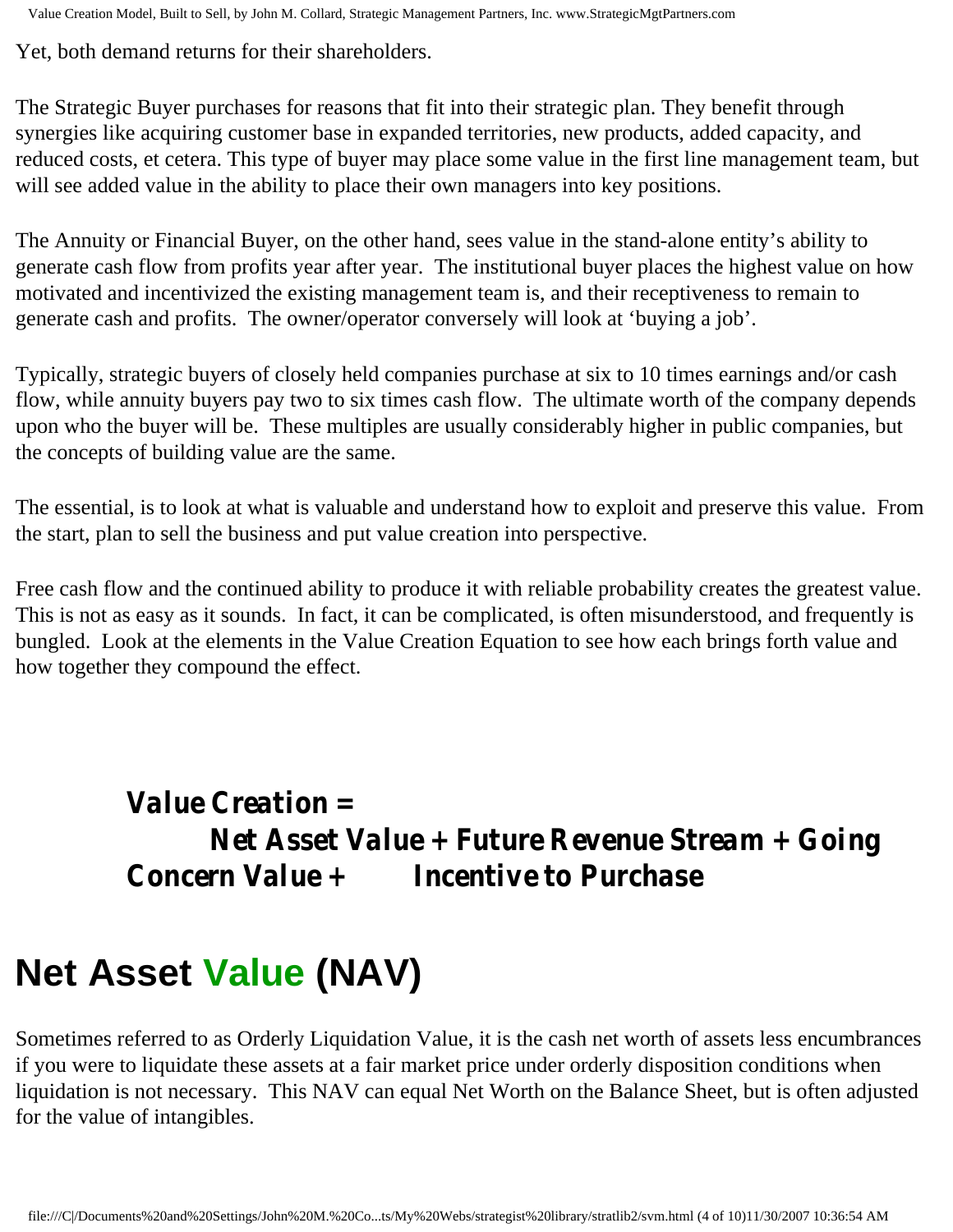Yet, both demand returns for their shareholders.

The Strategic Buyer purchases for reasons that fit into their strategic plan. They benefit through synergies like acquiring customer base in expanded territories, new products, added capacity, and reduced costs, et cetera. This type of buyer may place some value in the first line management team, but will see added value in the ability to place their own managers into key positions.

The Annuity or Financial Buyer, on the other hand, sees value in the stand-alone entity's ability to generate cash flow from profits year after year. The institutional buyer places the highest value on how motivated and incentivized the existing management team is, and their receptiveness to remain to generate cash and profits. The owner/operator conversely will look at 'buying a job'.

Typically, strategic buyers of closely held companies purchase at six to 10 times earnings and/or cash flow, while annuity buyers pay two to six times cash flow. The ultimate worth of the company depends upon who the buyer will be. These multiples are usually considerably higher in public companies, but the concepts of building value are the same.

The essential, is to look at what is valuable and understand how to exploit and preserve this value. From the start, plan to sell the business and put value creation into perspective.

Free cash flow and the continued ability to produce it with reliable probability creates the greatest value. This is not as easy as it sounds. In fact, it can be complicated, is often misunderstood, and frequently is bungled. Look at the elements in the Value Creation Equation to see how each brings forth value and how together they compound the effect.

***Value Creation = Net Asset Value + Future Revenue Stream + Going Concern Value + Incentive to Purchase***

# Net Asset Value (NAV)

Sometimes referred to as Orderly Liquidation Value, it is the cash net worth of assets less encumbrances if you were to liquidate these assets at a fair market price under orderly disposition conditions when liquidation is not necessary. This NAV can equal Net Worth on the Balance Sheet, but is often adjusted for the value of intangibles.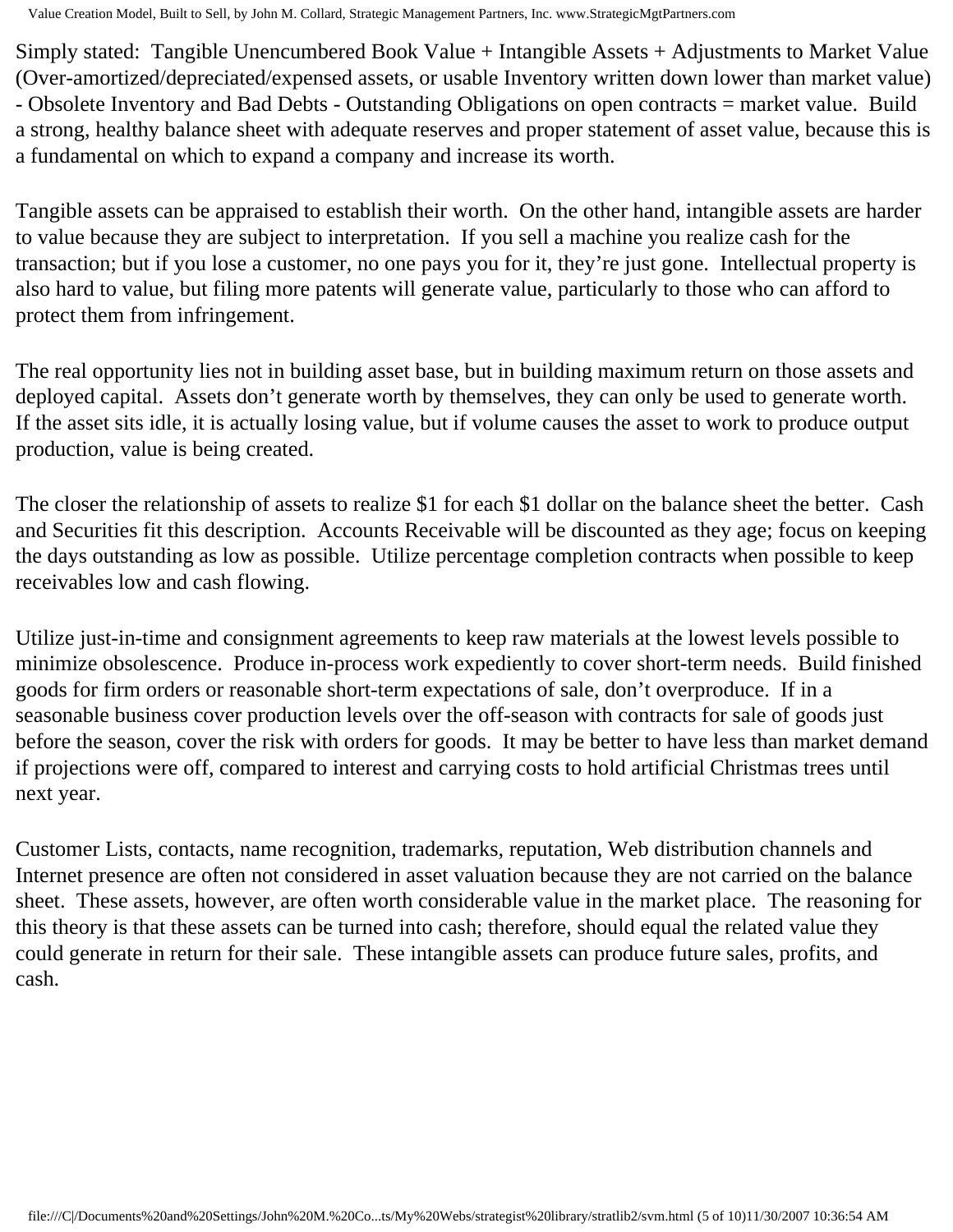Simply stated: Tangible Unencumbered Book Value + Intangible Assets + Adjustments to Market Value (Over-amortized/depreciated/expensed assets, or usable Inventory written down lower than market value) - Obsolete Inventory and Bad Debts - Outstanding Obligations on open contracts = market value. Build a strong, healthy balance sheet with adequate reserves and proper statement of asset value, because this is a fundamental on which to expand a company and increase its worth.

Tangible assets can be appraised to establish their worth. On the other hand, intangible assets are harder to value because they are subject to interpretation. If you sell a machine you realize cash for the transaction; but if you lose a customer, no one pays you for it, they're just gone. Intellectual property is also hard to value, but filing more patents will generate value, particularly to those who can afford to protect them from infringement.

The real opportunity lies not in building asset base, but in building maximum return on those assets and deployed capital. Assets don't generate worth by themselves, they can only be used to generate worth. If the asset sits idle, it is actually losing value, but if volume causes the asset to work to produce output production, value is being created.

The closer the relationship of assets to realize \$1 for each \$1 dollar on the balance sheet the better. Cash and Securities fit this description. Accounts Receivable will be discounted as they age; focus on keeping the days outstanding as low as possible. Utilize percentage completion contracts when possible to keep receivables low and cash flowing.

Utilize just-in-time and consignment agreements to keep raw materials at the lowest levels possible to minimize obsolescence. Produce in-process work expediently to cover short-term needs. Build finished goods for firm orders or reasonable short-term expectations of sale, don't overproduce. If in a seasonable business cover production levels over the off-season with contracts for sale of goods just before the season, cover the risk with orders for goods. It may be better to have less than market demand if projections were off, compared to interest and carrying costs to hold artificial Christmas trees until next year.

Customer Lists, contacts, name recognition, trademarks, reputation, Web distribution channels and Internet presence are often not considered in asset valuation because they are not carried on the balance sheet. These assets, however, are often worth considerable value in the market place. The reasoning for this theory is that these assets can be turned into cash; therefore, should equal the related value they could generate in return for their sale. These intangible assets can produce future sales, profits, and cash.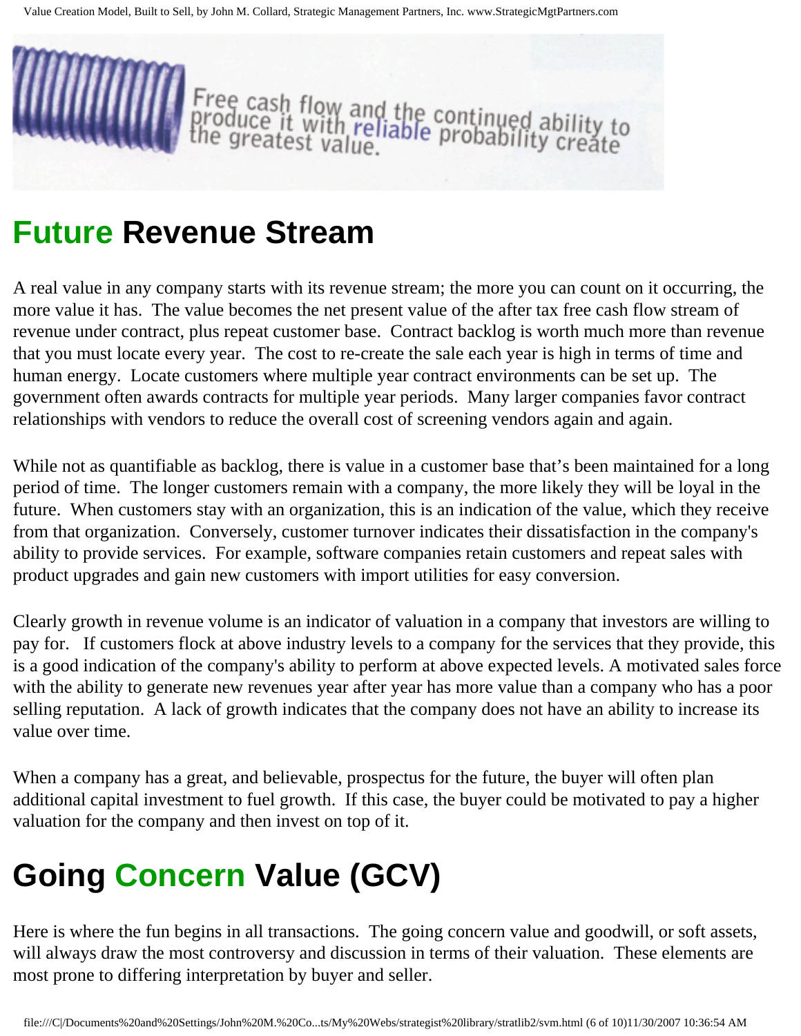Free cash flow and the continued ability to produce it with reliable probability create the greatest value.

## Future Revenue Stream

A real value in any company starts with its revenue stream; the more you can count on it occurring, the more value it has. The value becomes the net present value of the after tax free cash flow stream of revenue under contract, plus repeat customer base. Contract backlog is worth much more than revenue that you must locate every year. The cost to re-create the sale each year is high in terms of time and human energy. Locate customers where multiple year contract environments can be set up. The government often awards contracts for multiple year periods. Many larger companies favor contract relationships with vendors to reduce the overall cost of screening vendors again and again.

While not as quantifiable as backlog, there is value in a customer base that's been maintained for a long period of time. The longer customers remain with a company, the more likely they will be loyal in the future. When customers stay with an organization, this is an indication of the value, which they receive from that organization. Conversely, customer turnover indicates their dissatisfaction in the company's ability to provide services. For example, software companies retain customers and repeat sales with product upgrades and gain new customers with import utilities for easy conversion.

Clearly growth in revenue volume is an indicator of valuation in a company that investors are willing to pay for. If customers flock at above industry levels to a company for the services that they provide, this is a good indication of the company's ability to perform at above expected levels. A motivated sales force with the ability to generate new revenues year after year has more value than a company who has a poor selling reputation. A lack of growth indicates that the company does not have an ability to increase its value over time.

When a company has a great, and believable, prospectus for the future, the buyer will often plan additional capital investment to fuel growth. If this case, the buyer could be motivated to pay a higher valuation for the company and then invest on top of it.

## Going Concern Value (GCV)

Here is where the fun begins in all transactions. The going concern value and goodwill, or soft assets, will always draw the most controversy and discussion in terms of their valuation. These elements are most prone to differing interpretation by buyer and seller.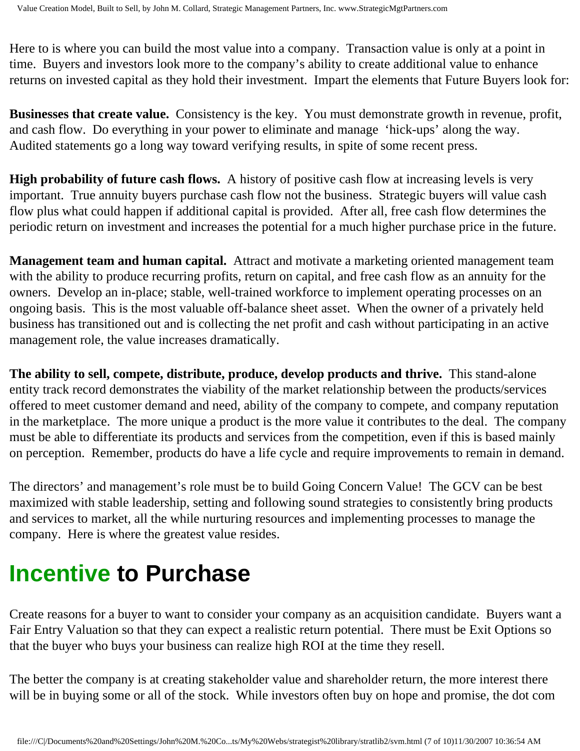Here to is where you can build the most value into a company. Transaction value is only at a point in time. Buyers and investors look more to the company's ability to create additional value to enhance returns on invested capital as they hold their investment. Impart the elements that Future Buyers look for:

**Businesses that create value.** Consistency is the key. You must demonstrate growth in revenue, profit, and cash flow. Do everything in your power to eliminate and manage 'hick-ups' along the way. Audited statements go a long way toward verifying results, in spite of some recent press.

**High probability of future cash flows.** A history of positive cash flow at increasing levels is very important. True annuity buyers purchase cash flow not the business. Strategic buyers will value cash flow plus what could happen if additional capital is provided. After all, free cash flow determines the periodic return on investment and increases the potential for a much higher purchase price in the future.

**Management team and human capital.** Attract and motivate a marketing oriented management team with the ability to produce recurring profits, return on capital, and free cash flow as an annuity for the owners. Develop an in-place; stable, well-trained workforce to implement operating processes on an ongoing basis. This is the most valuable off-balance sheet asset. When the owner of a privately held business has transitioned out and is collecting the net profit and cash without participating in an active management role, the value increases dramatically.

**The ability to sell, compete, distribute, produce, develop products and thrive.** This stand-alone entity track record demonstrates the viability of the market relationship between the products/services offered to meet customer demand and need, ability of the company to compete, and company reputation in the marketplace. The more unique a product is the more value it contributes to the deal. The company must be able to differentiate its products and services from the competition, even if this is based mainly on perception. Remember, products do have a life cycle and require improvements to remain in demand.

The directors' and management's role must be to build Going Concern Value! The GCV can be best maximized with stable leadership, setting and following sound strategies to consistently bring products and services to market, all the while nurturing resources and implementing processes to manage the company. Here is where the greatest value resides.

## Incentive to Purchase

Create reasons for a buyer to want to consider your company as an acquisition candidate. Buyers want a Fair Entry Valuation so that they can expect a realistic return potential. There must be Exit Options so that the buyer who buys your business can realize high ROI at the time they resell.

The better the company is at creating stakeholder value and shareholder return, the more interest there will be in buying some or all of the stock. While investors often buy on hope and promise, the dot com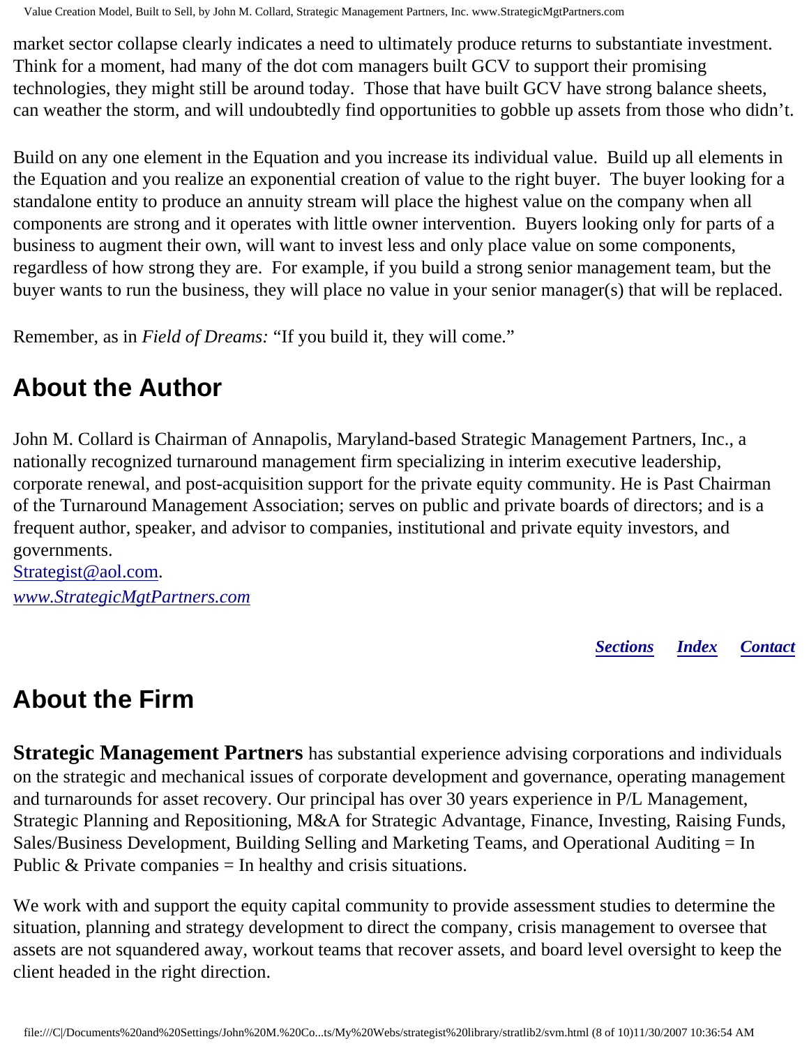market sector collapse clearly indicates a need to ultimately produce returns to substantiate investment. Think for a moment, had many of the dot com managers built GCV to support their promising technologies, they might still be around today. Those that have built GCV have strong balance sheets, can weather the storm, and will undoubtedly find opportunities to gobble up assets from those who didn't.

Build on any one element in the Equation and you increase its individual value. Build up all elements in the Equation and you realize an exponential creation of value to the right buyer. The buyer looking for a standalone entity to produce an annuity stream will place the highest value on the company when all components are strong and it operates with little owner intervention. Buyers looking only for parts of a business to augment their own, will want to invest less and only place value on some components, regardless of how strong they are. For example, if you build a strong senior management team, but the buyer wants to run the business, they will place no value in your senior manager(s) that will be replaced.

Remember, as in *Field of Dreams:* "If you build it, they will come."

## About the Author

John M. Collard is Chairman of Annapolis, Maryland-based Strategic Management Partners, Inc., a nationally recognized turnaround management firm specializing in interim executive leadership, corporate renewal, and post-acquisition support for the private equity community. He is Past Chairman of the Turnaround Management Association; serves on public and private boards of directors; and is a frequent author, speaker, and advisor to companies, institutional and private equity investors, and governments.
Strategist@aol.com.
*www.StrategicMgtPartners.com*

***Sections*** ***Index*** ***Contact***

## About the Firm

**Strategic Management Partners** has substantial experience advising corporations and individuals on the strategic and mechanical issues of corporate development and governance, operating management and turnarounds for asset recovery. Our principal has over 30 years experience in P/L Management, Strategic Planning and Repositioning, M&A for Strategic Advantage, Finance, Investing, Raising Funds, Sales/Business Development, Building Selling and Marketing Teams, and Operational Auditing = In Public & Private companies = In healthy and crisis situations.

We work with and support the equity capital community to provide assessment studies to determine the situation, planning and strategy development to direct the company, crisis management to oversee that assets are not squandered away, workout teams that recover assets, and board level oversight to keep the client headed in the right direction.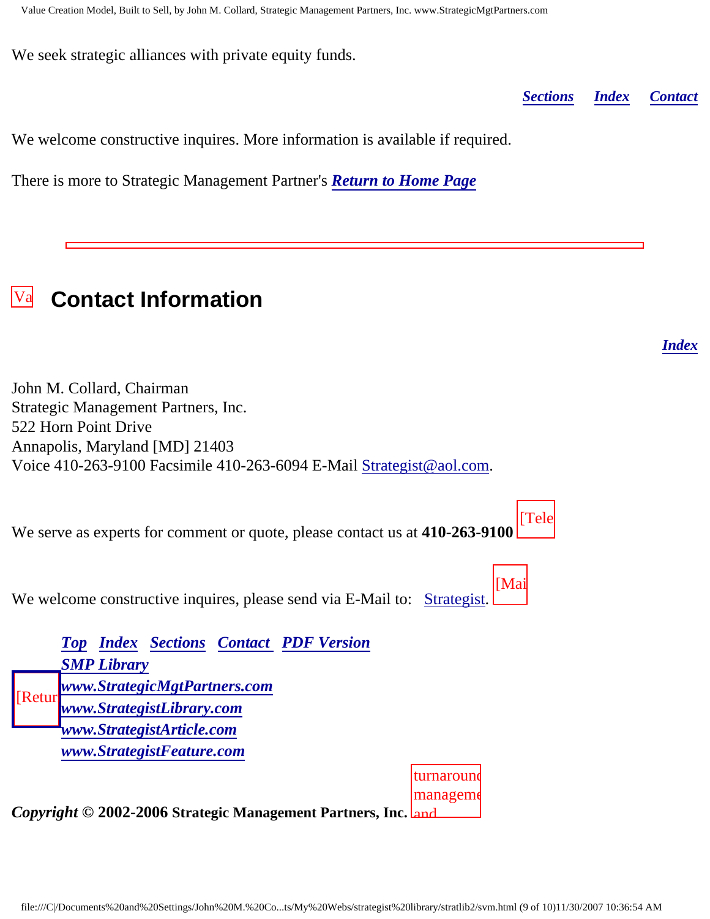We seek strategic alliances with private equity funds.

***Sections*** ***Index*** ***Contact***

We welcome constructive inquires. More information is available if required.

There is more to Strategic Management Partner's ***Return to Home Page***

---

## Contact Information

***Index***

John M. Collard, Chairman
Strategic Management Partners, Inc.
522 Horn Point Drive
Annapolis, Maryland [MD] 21403
Voice 410-263-9100 Facsimile 410-263-6094 E-Mail Strategist@aol.com.

We serve as experts for comment or quote, please contact us at **410-263-9100**

We welcome constructive inquires, please send via E-Mail to: Strategist.

***Top*** ***Index*** ***Sections*** ***Contact*** ***PDF Version***
***SMP Library***
***www.StrategicMgtPartners.com***
***www.StrategistLibrary.com***
***www.StrategistArticle.com***
***www.StrategistFeature.com***

***Copyright*** **© 2002-2006 Strategic Management Partners, Inc.**